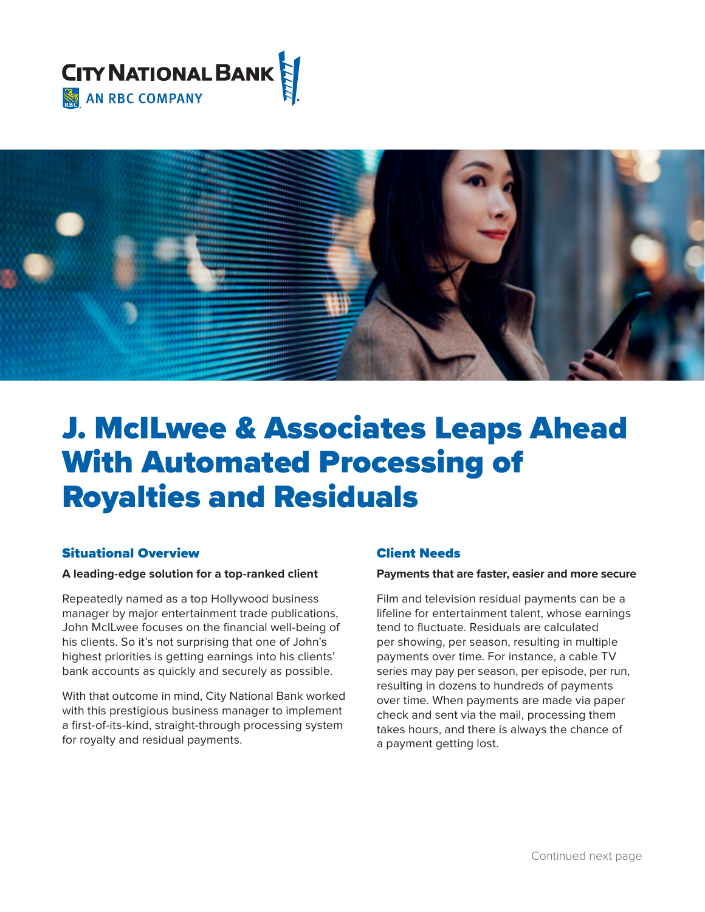CITY NATIONAL BANK

AN RBC COMPANY

# J. McILwee & Associates Leaps Ahead With Automated Processing of Royalties and Residuals

## Situational Overview

**A leading-edge solution for a top-ranked client**

Repeatedly named as a top Hollywood business manager by major entertainment trade publications, John McILwee focuses on the financial well-being of his clients. So it's not surprising that one of John's highest priorities is getting earnings into his clients' bank accounts as quickly and securely as possible.

With that outcome in mind, City National Bank worked with this prestigious business manager to implement a first-of-its-kind, straight-through processing system for royalty and residual payments.

## Client Needs

**Payments that are faster, easier and more secure**

Film and television residual payments can be a lifeline for entertainment talent, whose earnings tend to fluctuate. Residuals are calculated per showing, per season, resulting in multiple payments over time. For instance, a cable TV series may pay per season, per episode, per run, resulting in dozens to hundreds of payments over time. When payments are made via paper check and sent via the mail, processing them takes hours, and there is always the chance of a payment getting lost.

Continued next page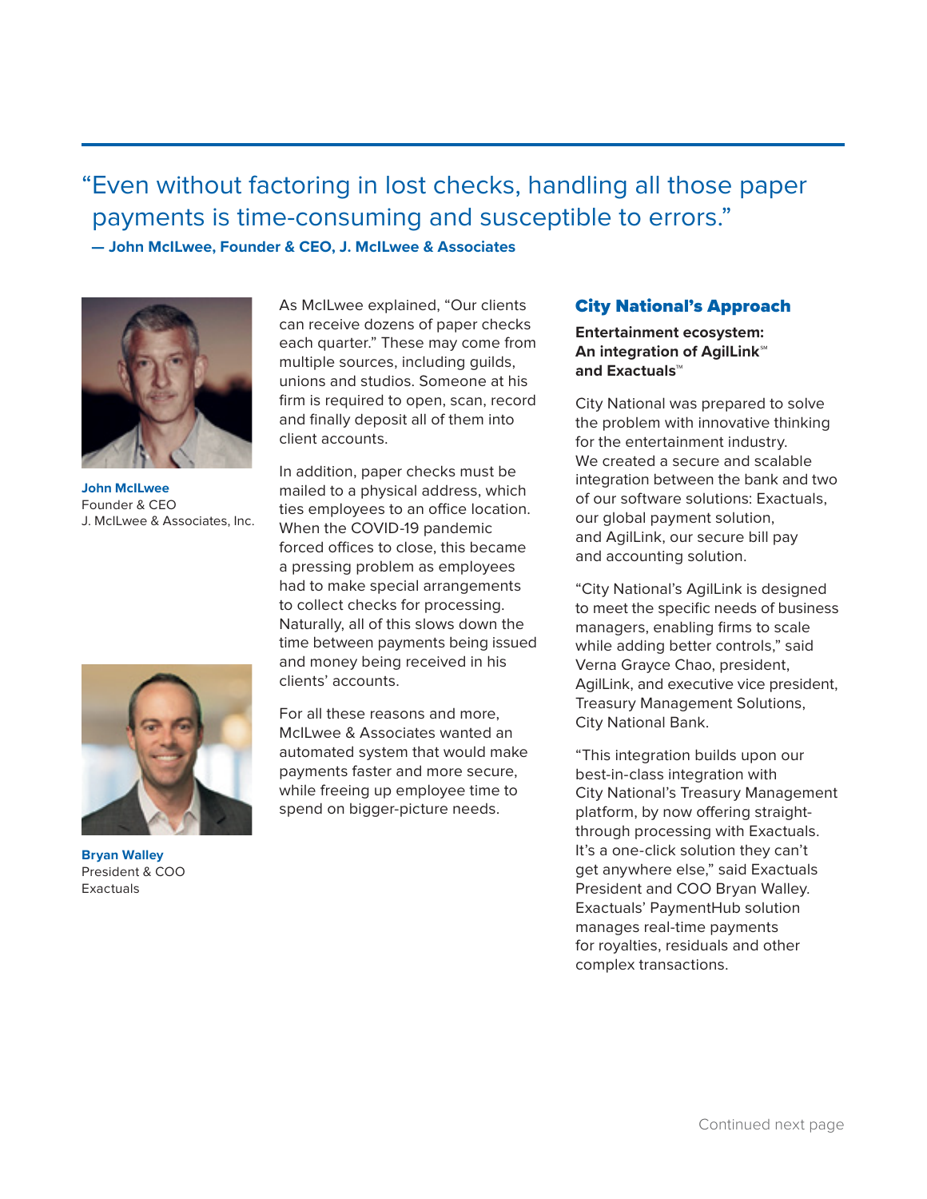> "Even without factoring in lost checks, handling all those paper payments is time-consuming and susceptible to errors."
>
> **— John McIlwee, Founder & CEO, J. McIlwee & Associates**

**John McIlwee**
Founder & CEO
J. McIlwee & Associates, Inc.

**Bryan Walley**
President & COO
Exactuals

As McIlwee explained, "Our clients can receive dozens of paper checks each quarter." These may come from multiple sources, including guilds, unions and studios. Someone at his firm is required to open, scan, record and finally deposit all of them into client accounts.

In addition, paper checks must be mailed to a physical address, which ties employees to an office location. When the COVID-19 pandemic forced offices to close, this became a pressing problem as employees had to make special arrangements to collect checks for processing. Naturally, all of this slows down the time between payments being issued and money being received in his clients' accounts.

For all these reasons and more, McIlwee & Associates wanted an automated system that would make payments faster and more secure, while freeing up employee time to spend on bigger-picture needs.

## City National's Approach

**Entertainment ecosystem: An integration of AgilLink℠ and Exactuals™**

City National was prepared to solve the problem with innovative thinking for the entertainment industry. We created a secure and scalable integration between the bank and two of our software solutions: Exactuals, our global payment solution, and AgilLink, our secure bill pay and accounting solution.

"City National's AgilLink is designed to meet the specific needs of business managers, enabling firms to scale while adding better controls," said Verna Grayce Chao, president, AgilLink, and executive vice president, Treasury Management Solutions, City National Bank.

"This integration builds upon our best-in-class integration with City National's Treasury Management platform, by now offering straight-through processing with Exactuals. It's a one-click solution they can't get anywhere else," said Exactuals President and COO Bryan Walley. Exactuals' PaymentHub solution manages real-time payments for royalties, residuals and other complex transactions.

Continued next page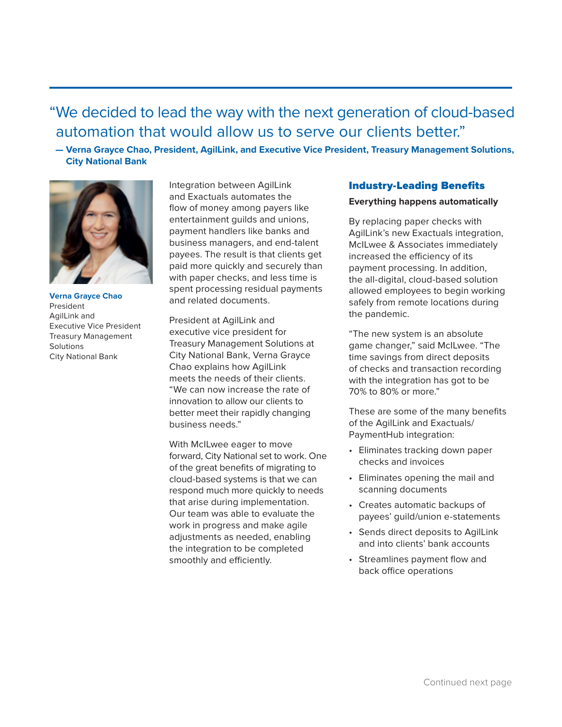> "We decided to lead the way with the next generation of cloud-based automation that would allow us to serve our clients better."
>
> **— Verna Grayce Chao, President, AgilLink, and Executive Vice President, Treasury Management Solutions, City National Bank**

**Verna Grayce Chao**
President
AgilLink and
Executive Vice President
Treasury Management
Solutions
City National Bank

Integration between AgilLink and Exactuals automates the flow of money among payers like entertainment guilds and unions, payment handlers like banks and business managers, and end-talent payees. The result is that clients get paid more quickly and securely than with paper checks, and less time is spent processing residual payments and related documents.

President at AgilLink and executive vice president for Treasury Management Solutions at City National Bank, Verna Grayce Chao explains how AgilLink meets the needs of their clients. "We can now increase the rate of innovation to allow our clients to better meet their rapidly changing business needs."

With McILwee eager to move forward, City National set to work. One of the great benefits of migrating to cloud-based systems is that we can respond much more quickly to needs that arise during implementation. Our team was able to evaluate the work in progress and make agile adjustments as needed, enabling the integration to be completed smoothly and efficiently.

## Industry-Leading Benefits

**Everything happens automatically**

By replacing paper checks with AgilLink's new Exactuals integration, McILwee & Associates immediately increased the efficiency of its payment processing. In addition, the all-digital, cloud-based solution allowed employees to begin working safely from remote locations during the pandemic.

"The new system is an absolute game changer," said McILwee. "The time savings from direct deposits of checks and transaction recording with the integration has got to be 70% to 80% or more."

These are some of the many benefits of the AgilLink and Exactuals/PaymentHub integration:

- Eliminates tracking down paper checks and invoices
- Eliminates opening the mail and scanning documents
- Creates automatic backups of payees' guild/union e-statements
- Sends direct deposits to AgilLink and into clients' bank accounts
- Streamlines payment flow and back office operations

Continued next page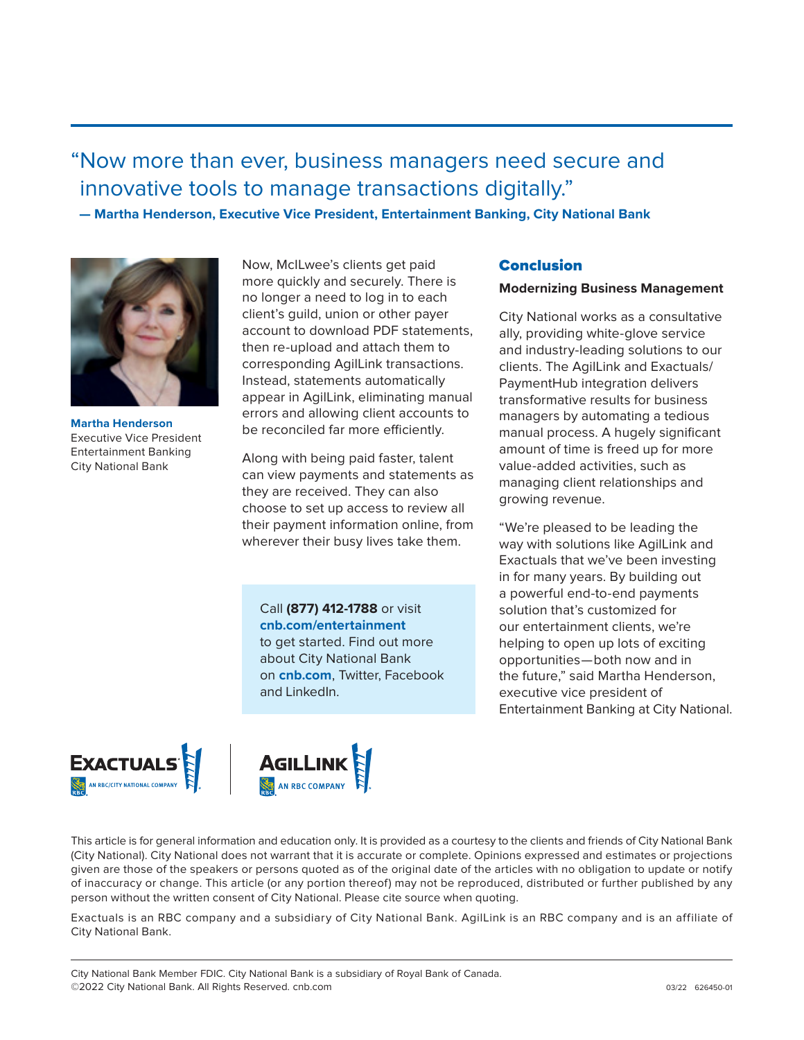> “Now more than ever, business managers need secure and innovative tools to manage transactions digitally.”
>
> **— Martha Henderson, Executive Vice President, Entertainment Banking, City National Bank**

**Martha Henderson**
Executive Vice President
Entertainment Banking
City National Bank

Now, McILwee’s clients get paid more quickly and securely. There is no longer a need to log in to each client’s guild, union or other payer account to download PDF statements, then re-upload and attach them to corresponding AgilLink transactions. Instead, statements automatically appear in AgilLink, eliminating manual errors and allowing client accounts to be reconciled far more efficiently.

Along with being paid faster, talent can view payments and statements as they are received. They can also choose to set up access to review all their payment information online, from wherever their busy lives take them.

Call **(877) 412-1788** or visit **cnb.com/entertainment** to get started. Find out more about City National Bank on **cnb.com**, Twitter, Facebook and LinkedIn.

## Conclusion

### Modernizing Business Management

City National works as a consultative ally, providing white-glove service and industry-leading solutions to our clients. The AgilLink and Exactuals/PaymentHub integration delivers transformative results for business managers by automating a tedious manual process. A hugely significant amount of time is freed up for more value-added activities, such as managing client relationships and growing revenue.

“We’re pleased to be leading the way with solutions like AgilLink and Exactuals that we’ve been investing in for many years. By building out a powerful end-to-end payments solution that’s customized for our entertainment clients, we’re helping to open up lots of exciting opportunities—both now and in the future,” said Martha Henderson, executive vice president of Entertainment Banking at City National.

EXACTUALS — AN RBC/CITY NATIONAL COMPANY

AGILLINK — AN RBC COMPANY

This article is for general information and education only. It is provided as a courtesy to the clients and friends of City National Bank (City National). City National does not warrant that it is accurate or complete. Opinions expressed and estimates or projections given are those of the speakers or persons quoted as of the original date of the articles with no obligation to update or notify of inaccuracy or change. This article (or any portion thereof) may not be reproduced, distributed or further published by any person without the written consent of City National. Please cite source when quoting.

Exactuals is an RBC company and a subsidiary of City National Bank. AgilLink is an RBC company and is an affiliate of City National Bank.

City National Bank Member FDIC. City National Bank is a subsidiary of Royal Bank of Canada.
©2022 City National Bank. All Rights Reserved. cnb.com

03/22 626450-01